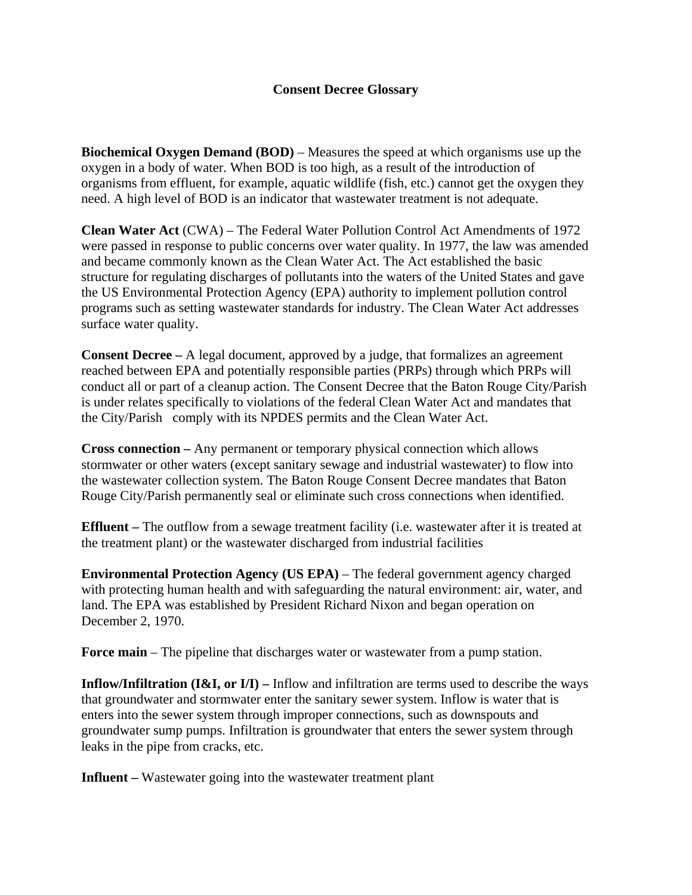# Consent Decree Glossary

**Biochemical Oxygen Demand (BOD)** – Measures the speed at which organisms use up the oxygen in a body of water. When BOD is too high, as a result of the introduction of organisms from effluent, for example, aquatic wildlife (fish, etc.) cannot get the oxygen they need. A high level of BOD is an indicator that wastewater treatment is not adequate.

**Clean Water Act** (CWA) – The Federal Water Pollution Control Act Amendments of 1972 were passed in response to public concerns over water quality. In 1977, the law was amended and became commonly known as the Clean Water Act. The Act established the basic structure for regulating discharges of pollutants into the waters of the United States and gave the US Environmental Protection Agency (EPA) authority to implement pollution control programs such as setting wastewater standards for industry. The Clean Water Act addresses surface water quality.

**Consent Decree –** A legal document, approved by a judge, that formalizes an agreement reached between EPA and potentially responsible parties (PRPs) through which PRPs will conduct all or part of a cleanup action. The Consent Decree that the Baton Rouge City/Parish is under relates specifically to violations of the federal Clean Water Act and mandates that the City/Parish comply with its NPDES permits and the Clean Water Act.

**Cross connection –** Any permanent or temporary physical connection which allows stormwater or other waters (except sanitary sewage and industrial wastewater) to flow into the wastewater collection system. The Baton Rouge Consent Decree mandates that Baton Rouge City/Parish permanently seal or eliminate such cross connections when identified.

**Effluent –** The outflow from a sewage treatment facility (i.e. wastewater after it is treated at the treatment plant) or the wastewater discharged from industrial facilities

**Environmental Protection Agency (US EPA)** – The federal government agency charged with protecting human health and with safeguarding the natural environment: air, water, and land. The EPA was established by President Richard Nixon and began operation on December 2, 1970.

**Force main** – The pipeline that discharges water or wastewater from a pump station.

**Inflow/Infiltration (I&I, or I/I) –** Inflow and infiltration are terms used to describe the ways that groundwater and stormwater enter the sanitary sewer system. Inflow is water that is enters into the sewer system through improper connections, such as downspouts and groundwater sump pumps. Infiltration is groundwater that enters the sewer system through leaks in the pipe from cracks, etc.

**Influent –** Wastewater going into the wastewater treatment plant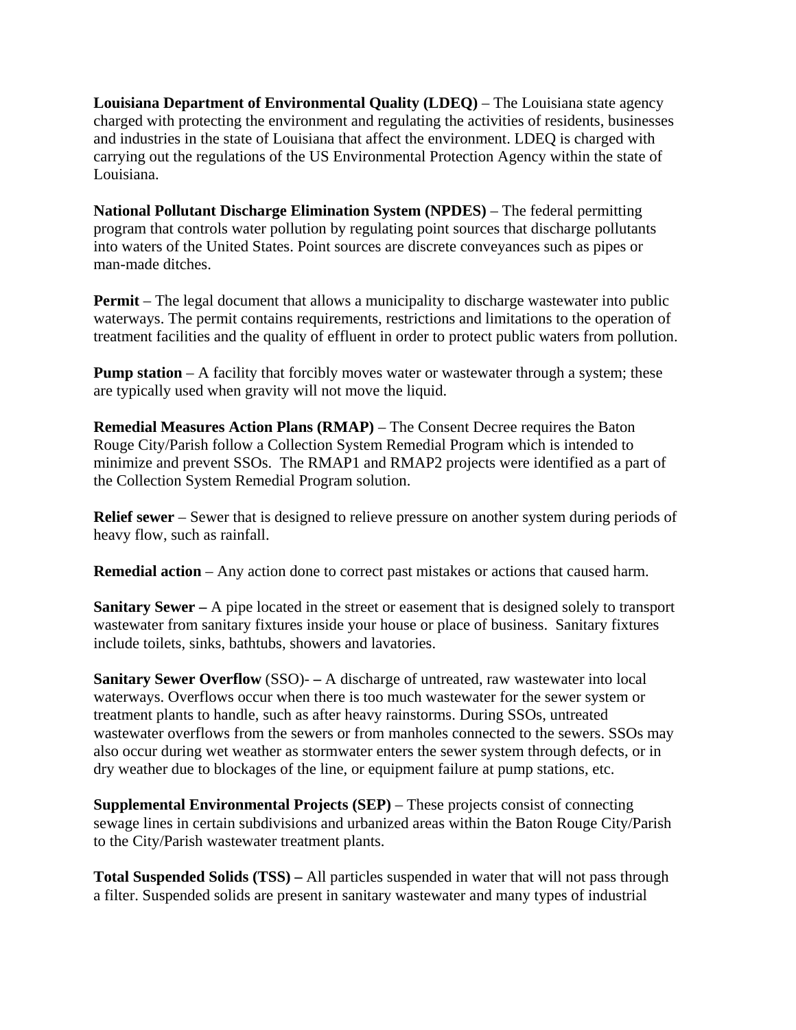**Louisiana Department of Environmental Quality (LDEQ)** – The Louisiana state agency charged with protecting the environment and regulating the activities of residents, businesses and industries in the state of Louisiana that affect the environment. LDEQ is charged with carrying out the regulations of the US Environmental Protection Agency within the state of Louisiana.

**National Pollutant Discharge Elimination System (NPDES)** – The federal permitting program that controls water pollution by regulating point sources that discharge pollutants into waters of the United States. Point sources are discrete conveyances such as pipes or man-made ditches.

**Permit** – The legal document that allows a municipality to discharge wastewater into public waterways. The permit contains requirements, restrictions and limitations to the operation of treatment facilities and the quality of effluent in order to protect public waters from pollution.

**Pump station** – A facility that forcibly moves water or wastewater through a system; these are typically used when gravity will not move the liquid.

**Remedial Measures Action Plans (RMAP)** – The Consent Decree requires the Baton Rouge City/Parish follow a Collection System Remedial Program which is intended to minimize and prevent SSOs. The RMAP1 and RMAP2 projects were identified as a part of the Collection System Remedial Program solution.

**Relief sewer** – Sewer that is designed to relieve pressure on another system during periods of heavy flow, such as rainfall.

**Remedial action** – Any action done to correct past mistakes or actions that caused harm.

**Sanitary Sewer –** A pipe located in the street or easement that is designed solely to transport wastewater from sanitary fixtures inside your house or place of business. Sanitary fixtures include toilets, sinks, bathtubs, showers and lavatories.

**Sanitary Sewer Overflow** (SSO)- **–** A discharge of untreated, raw wastewater into local waterways. Overflows occur when there is too much wastewater for the sewer system or treatment plants to handle, such as after heavy rainstorms. During SSOs, untreated wastewater overflows from the sewers or from manholes connected to the sewers. SSOs may also occur during wet weather as stormwater enters the sewer system through defects, or in dry weather due to blockages of the line, or equipment failure at pump stations, etc.

**Supplemental Environmental Projects (SEP)** – These projects consist of connecting sewage lines in certain subdivisions and urbanized areas within the Baton Rouge City/Parish to the City/Parish wastewater treatment plants.

**Total Suspended Solids (TSS) –** All particles suspended in water that will not pass through a filter. Suspended solids are present in sanitary wastewater and many types of industrial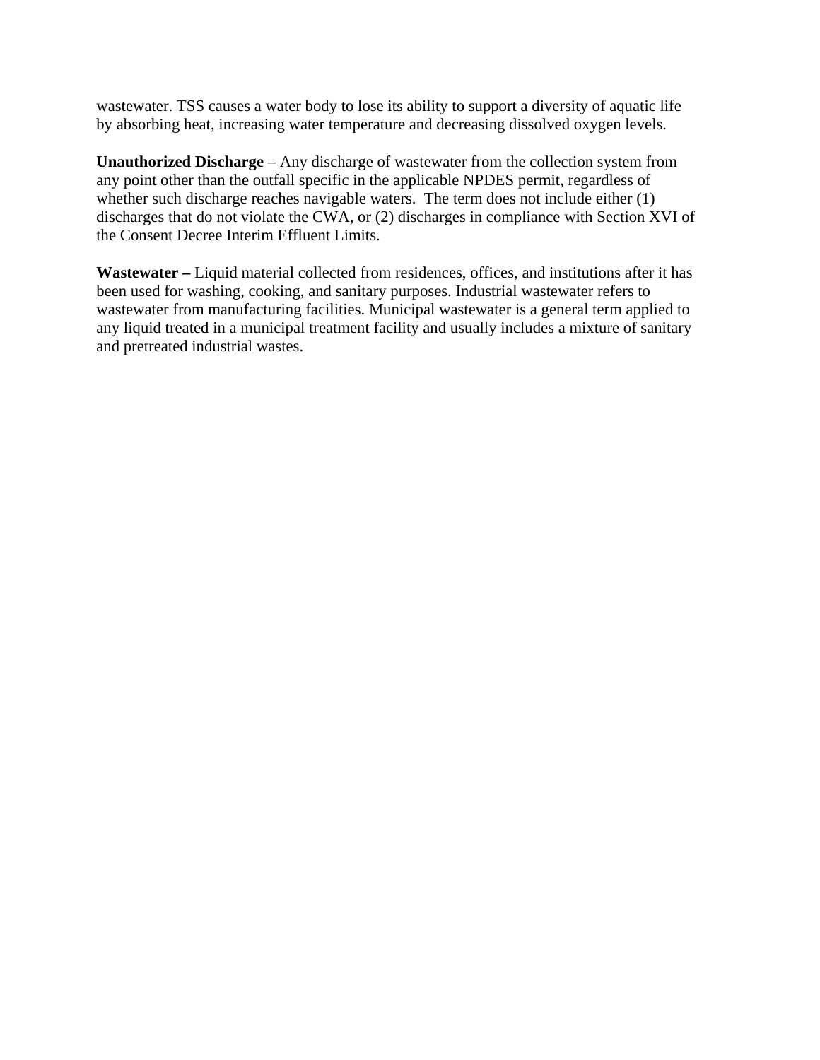wastewater. TSS causes a water body to lose its ability to support a diversity of aquatic life by absorbing heat, increasing water temperature and decreasing dissolved oxygen levels.

**Unauthorized Discharge** – Any discharge of wastewater from the collection system from any point other than the outfall specific in the applicable NPDES permit, regardless of whether such discharge reaches navigable waters. The term does not include either (1) discharges that do not violate the CWA, or (2) discharges in compliance with Section XVI of the Consent Decree Interim Effluent Limits.

**Wastewater –** Liquid material collected from residences, offices, and institutions after it has been used for washing, cooking, and sanitary purposes. Industrial wastewater refers to wastewater from manufacturing facilities. Municipal wastewater is a general term applied to any liquid treated in a municipal treatment facility and usually includes a mixture of sanitary and pretreated industrial wastes.